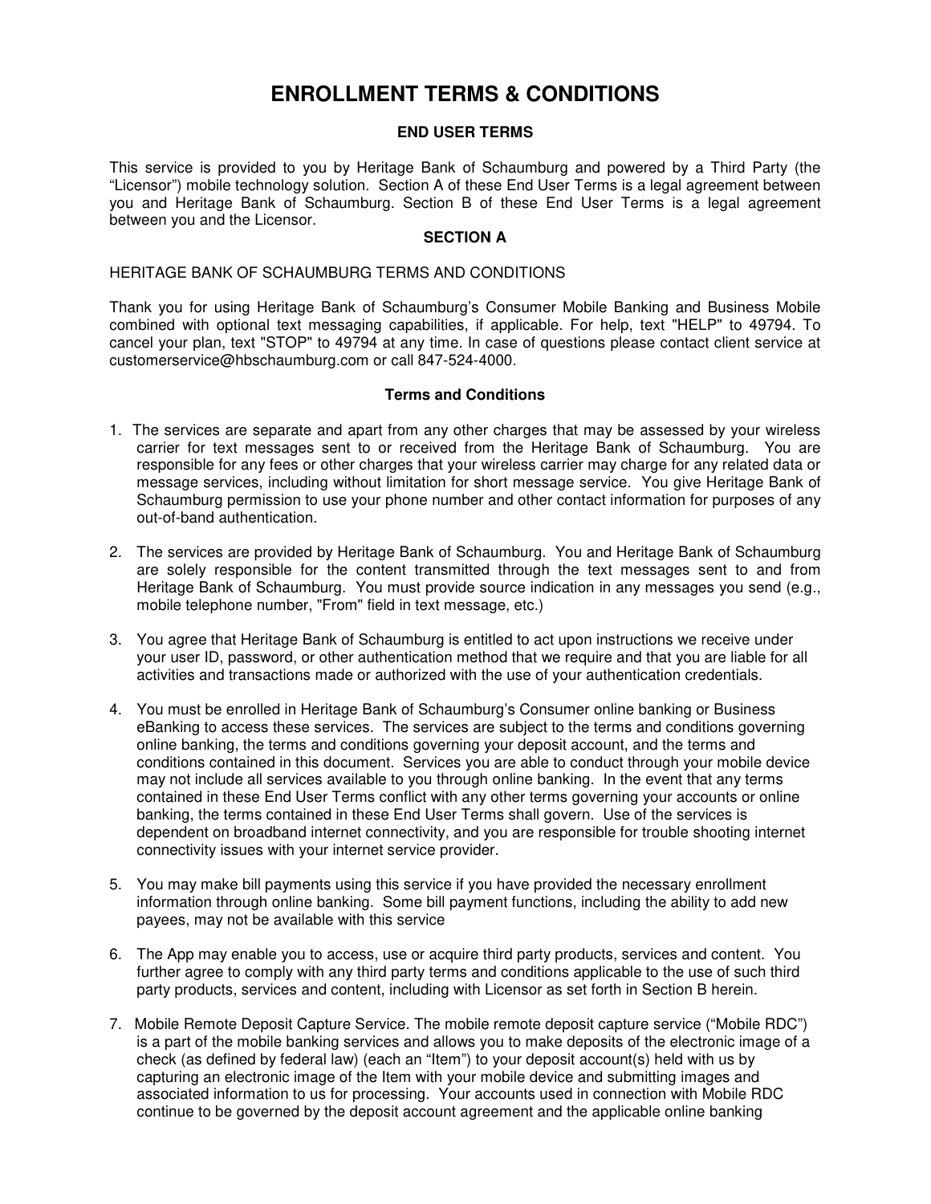# ENROLLMENT TERMS & CONDITIONS

### END USER TERMS

This service is provided to you by Heritage Bank of Schaumburg and powered by a Third Party (the "Licensor") mobile technology solution. Section A of these End User Terms is a legal agreement between you and Heritage Bank of Schaumburg. Section B of these End User Terms is a legal agreement between you and the Licensor.

### SECTION A

HERITAGE BANK OF SCHAUMBURG TERMS AND CONDITIONS

Thank you for using Heritage Bank of Schaumburg's Consumer Mobile Banking and Business Mobile combined with optional text messaging capabilities, if applicable. For help, text "HELP" to 49794. To cancel your plan, text "STOP" to 49794 at any time. In case of questions please contact client service at customerservice@hbschaumburg.com or call 847-524-4000.

### Terms and Conditions

1. The services are separate and apart from any other charges that may be assessed by your wireless carrier for text messages sent to or received from the Heritage Bank of Schaumburg. You are responsible for any fees or other charges that your wireless carrier may charge for any related data or message services, including without limitation for short message service. You give Heritage Bank of Schaumburg permission to use your phone number and other contact information for purposes of any out-of-band authentication.

2. The services are provided by Heritage Bank of Schaumburg. You and Heritage Bank of Schaumburg are solely responsible for the content transmitted through the text messages sent to and from Heritage Bank of Schaumburg. You must provide source indication in any messages you send (e.g., mobile telephone number, "From" field in text message, etc.)

3. You agree that Heritage Bank of Schaumburg is entitled to act upon instructions we receive under your user ID, password, or other authentication method that we require and that you are liable for all activities and transactions made or authorized with the use of your authentication credentials.

4. You must be enrolled in Heritage Bank of Schaumburg's Consumer online banking or Business eBanking to access these services. The services are subject to the terms and conditions governing online banking, the terms and conditions governing your deposit account, and the terms and conditions contained in this document. Services you are able to conduct through your mobile device may not include all services available to you through online banking. In the event that any terms contained in these End User Terms conflict with any other terms governing your accounts or online banking, the terms contained in these End User Terms shall govern. Use of the services is dependent on broadband internet connectivity, and you are responsible for trouble shooting internet connectivity issues with your internet service provider.

5. You may make bill payments using this service if you have provided the necessary enrollment information through online banking. Some bill payment functions, including the ability to add new payees, may not be available with this service

6. The App may enable you to access, use or acquire third party products, services and content. You further agree to comply with any third party terms and conditions applicable to the use of such third party products, services and content, including with Licensor as set forth in Section B herein.

7. Mobile Remote Deposit Capture Service. The mobile remote deposit capture service ("Mobile RDC") is a part of the mobile banking services and allows you to make deposits of the electronic image of a check (as defined by federal law) (each an "Item") to your deposit account(s) held with us by capturing an electronic image of the Item with your mobile device and submitting images and associated information to us for processing. Your accounts used in connection with Mobile RDC continue to be governed by the deposit account agreement and the applicable online banking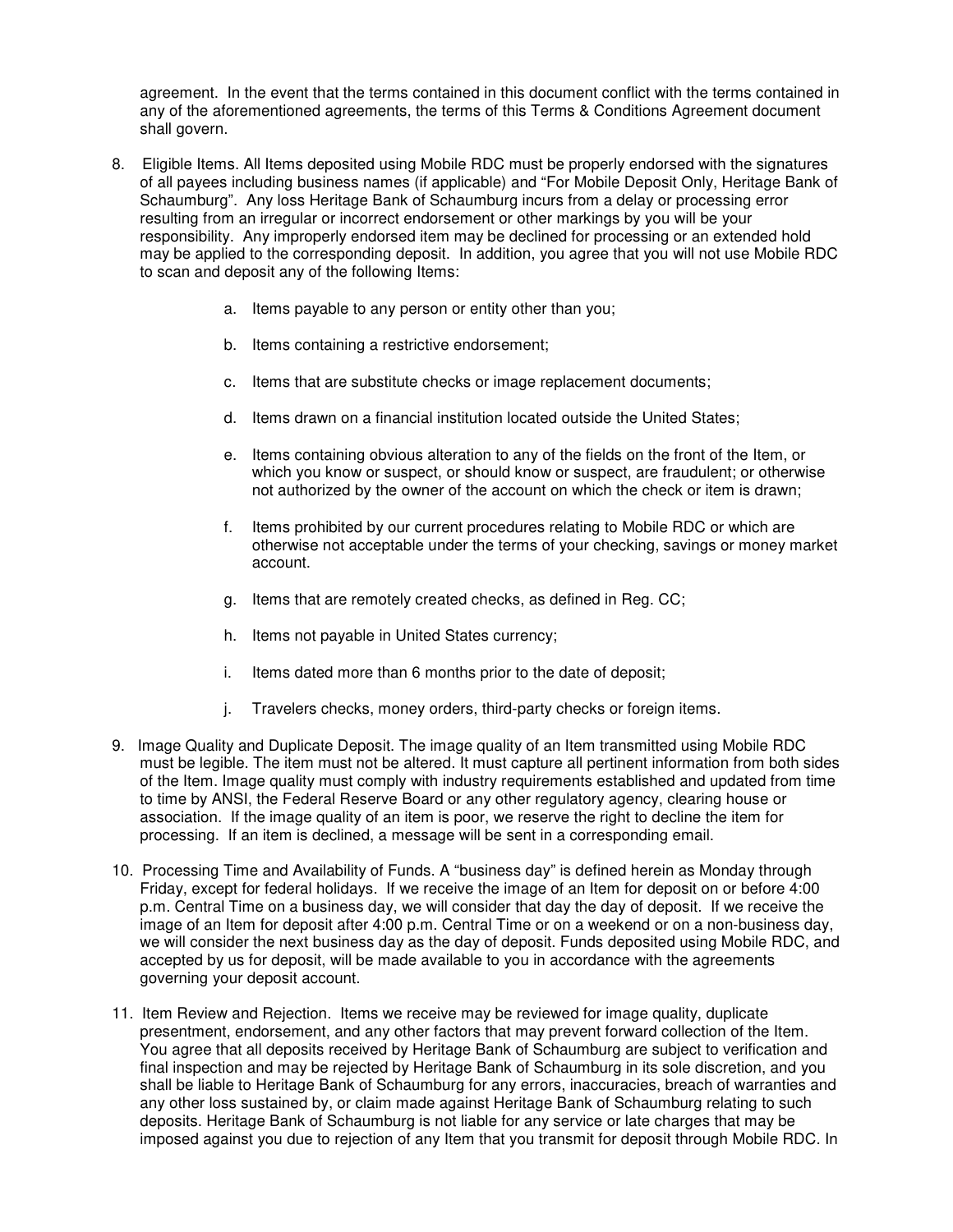agreement. In the event that the terms contained in this document conflict with the terms contained in any of the aforementioned agreements, the terms of this Terms & Conditions Agreement document shall govern.

8. Eligible Items. All Items deposited using Mobile RDC must be properly endorsed with the signatures of all payees including business names (if applicable) and "For Mobile Deposit Only, Heritage Bank of Schaumburg". Any loss Heritage Bank of Schaumburg incurs from a delay or processing error resulting from an irregular or incorrect endorsement or other markings by you will be your responsibility. Any improperly endorsed item may be declined for processing or an extended hold may be applied to the corresponding deposit. In addition, you agree that you will not use Mobile RDC to scan and deposit any of the following Items:

   a. Items payable to any person or entity other than you;

   b. Items containing a restrictive endorsement;

   c. Items that are substitute checks or image replacement documents;

   d. Items drawn on a financial institution located outside the United States;

   e. Items containing obvious alteration to any of the fields on the front of the Item, or which you know or suspect, or should know or suspect, are fraudulent; or otherwise not authorized by the owner of the account on which the check or item is drawn;

   f. Items prohibited by our current procedures relating to Mobile RDC or which are otherwise not acceptable under the terms of your checking, savings or money market account.

   g. Items that are remotely created checks, as defined in Reg. CC;

   h. Items not payable in United States currency;

   i. Items dated more than 6 months prior to the date of deposit;

   j. Travelers checks, money orders, third-party checks or foreign items.

9. Image Quality and Duplicate Deposit. The image quality of an Item transmitted using Mobile RDC must be legible. The item must not be altered. It must capture all pertinent information from both sides of the Item. Image quality must comply with industry requirements established and updated from time to time by ANSI, the Federal Reserve Board or any other regulatory agency, clearing house or association. If the image quality of an item is poor, we reserve the right to decline the item for processing. If an item is declined, a message will be sent in a corresponding email.

10. Processing Time and Availability of Funds. A "business day" is defined herein as Monday through Friday, except for federal holidays. If we receive the image of an Item for deposit on or before 4:00 p.m. Central Time on a business day, we will consider that day the day of deposit. If we receive the image of an Item for deposit after 4:00 p.m. Central Time or on a weekend or on a non-business day, we will consider the next business day as the day of deposit. Funds deposited using Mobile RDC, and accepted by us for deposit, will be made available to you in accordance with the agreements governing your deposit account.

11. Item Review and Rejection. Items we receive may be reviewed for image quality, duplicate presentment, endorsement, and any other factors that may prevent forward collection of the Item. You agree that all deposits received by Heritage Bank of Schaumburg are subject to verification and final inspection and may be rejected by Heritage Bank of Schaumburg in its sole discretion, and you shall be liable to Heritage Bank of Schaumburg for any errors, inaccuracies, breach of warranties and any other loss sustained by, or claim made against Heritage Bank of Schaumburg relating to such deposits. Heritage Bank of Schaumburg is not liable for any service or late charges that may be imposed against you due to rejection of any Item that you transmit for deposit through Mobile RDC. In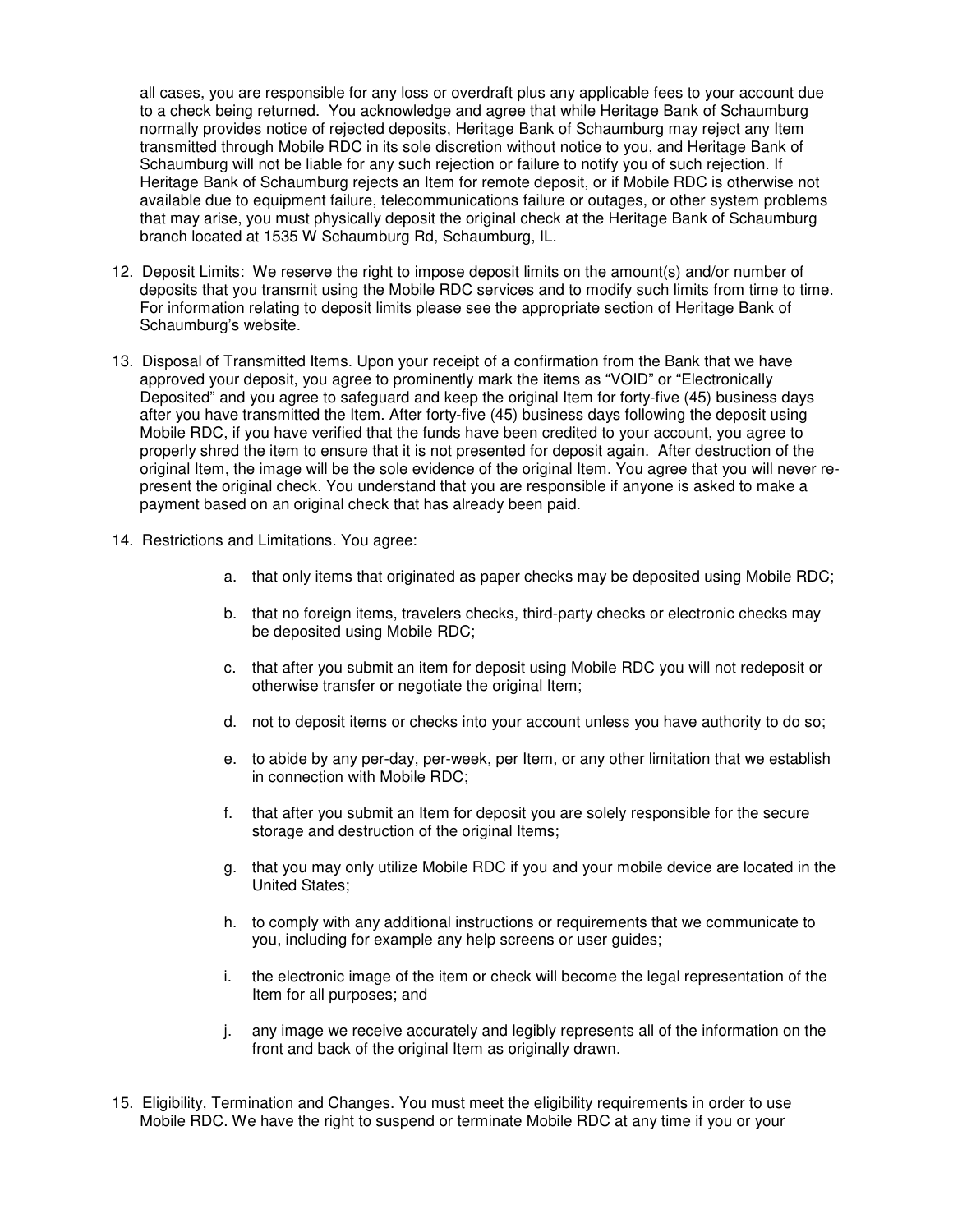all cases, you are responsible for any loss or overdraft plus any applicable fees to your account due to a check being returned. You acknowledge and agree that while Heritage Bank of Schaumburg normally provides notice of rejected deposits, Heritage Bank of Schaumburg may reject any Item transmitted through Mobile RDC in its sole discretion without notice to you, and Heritage Bank of Schaumburg will not be liable for any such rejection or failure to notify you of such rejection. If Heritage Bank of Schaumburg rejects an Item for remote deposit, or if Mobile RDC is otherwise not available due to equipment failure, telecommunications failure or outages, or other system problems that may arise, you must physically deposit the original check at the Heritage Bank of Schaumburg branch located at 1535 W Schaumburg Rd, Schaumburg, IL.

12. Deposit Limits: We reserve the right to impose deposit limits on the amount(s) and/or number of deposits that you transmit using the Mobile RDC services and to modify such limits from time to time. For information relating to deposit limits please see the appropriate section of Heritage Bank of Schaumburg's website.

13. Disposal of Transmitted Items. Upon your receipt of a confirmation from the Bank that we have approved your deposit, you agree to prominently mark the items as "VOID" or "Electronically Deposited" and you agree to safeguard and keep the original Item for forty-five (45) business days after you have transmitted the Item. After forty-five (45) business days following the deposit using Mobile RDC, if you have verified that the funds have been credited to your account, you agree to properly shred the item to ensure that it is not presented for deposit again. After destruction of the original Item, the image will be the sole evidence of the original Item. You agree that you will never re-present the original check. You understand that you are responsible if anyone is asked to make a payment based on an original check that has already been paid.

14. Restrictions and Limitations. You agree:

    a. that only items that originated as paper checks may be deposited using Mobile RDC;

    b. that no foreign items, travelers checks, third-party checks or electronic checks may be deposited using Mobile RDC;

    c. that after you submit an item for deposit using Mobile RDC you will not redeposit or otherwise transfer or negotiate the original Item;

    d. not to deposit items or checks into your account unless you have authority to do so;

    e. to abide by any per-day, per-week, per Item, or any other limitation that we establish in connection with Mobile RDC;

    f. that after you submit an Item for deposit you are solely responsible for the secure storage and destruction of the original Items;

    g. that you may only utilize Mobile RDC if you and your mobile device are located in the United States;

    h. to comply with any additional instructions or requirements that we communicate to you, including for example any help screens or user guides;

    i. the electronic image of the item or check will become the legal representation of the Item for all purposes; and

    j. any image we receive accurately and legibly represents all of the information on the front and back of the original Item as originally drawn.

15. Eligibility, Termination and Changes. You must meet the eligibility requirements in order to use Mobile RDC. We have the right to suspend or terminate Mobile RDC at any time if you or your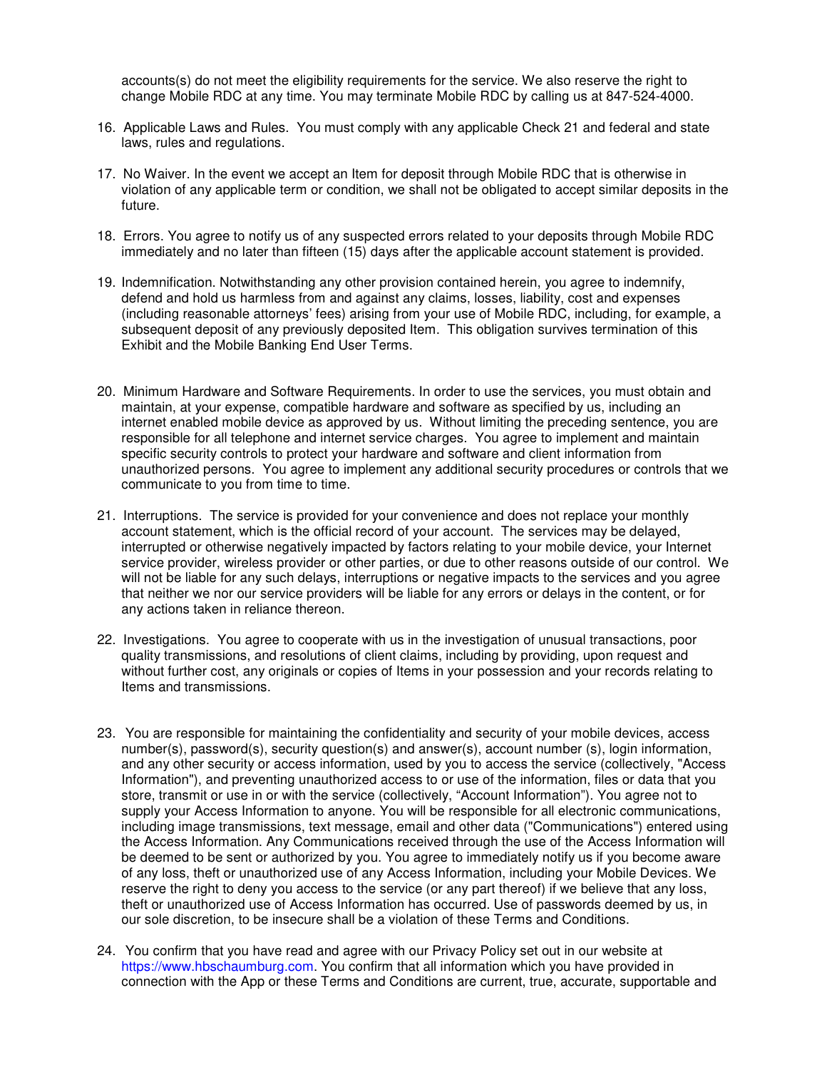accounts(s) do not meet the eligibility requirements for the service. We also reserve the right to change Mobile RDC at any time. You may terminate Mobile RDC by calling us at 847-524-4000.

16. Applicable Laws and Rules. You must comply with any applicable Check 21 and federal and state laws, rules and regulations.

17. No Waiver. In the event we accept an Item for deposit through Mobile RDC that is otherwise in violation of any applicable term or condition, we shall not be obligated to accept similar deposits in the future.

18. Errors. You agree to notify us of any suspected errors related to your deposits through Mobile RDC immediately and no later than fifteen (15) days after the applicable account statement is provided.

19. Indemnification. Notwithstanding any other provision contained herein, you agree to indemnify, defend and hold us harmless from and against any claims, losses, liability, cost and expenses (including reasonable attorneys' fees) arising from your use of Mobile RDC, including, for example, a subsequent deposit of any previously deposited Item. This obligation survives termination of this Exhibit and the Mobile Banking End User Terms.

20. Minimum Hardware and Software Requirements. In order to use the services, you must obtain and maintain, at your expense, compatible hardware and software as specified by us, including an internet enabled mobile device as approved by us. Without limiting the preceding sentence, you are responsible for all telephone and internet service charges. You agree to implement and maintain specific security controls to protect your hardware and software and client information from unauthorized persons. You agree to implement any additional security procedures or controls that we communicate to you from time to time.

21. Interruptions. The service is provided for your convenience and does not replace your monthly account statement, which is the official record of your account. The services may be delayed, interrupted or otherwise negatively impacted by factors relating to your mobile device, your Internet service provider, wireless provider or other parties, or due to other reasons outside of our control. We will not be liable for any such delays, interruptions or negative impacts to the services and you agree that neither we nor our service providers will be liable for any errors or delays in the content, or for any actions taken in reliance thereon.

22. Investigations. You agree to cooperate with us in the investigation of unusual transactions, poor quality transmissions, and resolutions of client claims, including by providing, upon request and without further cost, any originals or copies of Items in your possession and your records relating to Items and transmissions.

23. You are responsible for maintaining the confidentiality and security of your mobile devices, access number(s), password(s), security question(s) and answer(s), account number (s), login information, and any other security or access information, used by you to access the service (collectively, "Access Information"), and preventing unauthorized access to or use of the information, files or data that you store, transmit or use in or with the service (collectively, "Account Information"). You agree not to supply your Access Information to anyone. You will be responsible for all electronic communications, including image transmissions, text message, email and other data ("Communications") entered using the Access Information. Any Communications received through the use of the Access Information will be deemed to be sent or authorized by you. You agree to immediately notify us if you become aware of any loss, theft or unauthorized use of any Access Information, including your Mobile Devices. We reserve the right to deny you access to the service (or any part thereof) if we believe that any loss, theft or unauthorized use of Access Information has occurred. Use of passwords deemed by us, in our sole discretion, to be insecure shall be a violation of these Terms and Conditions.

24. You confirm that you have read and agree with our Privacy Policy set out in our website at https://www.hbschaumburg.com. You confirm that all information which you have provided in connection with the App or these Terms and Conditions are current, true, accurate, supportable and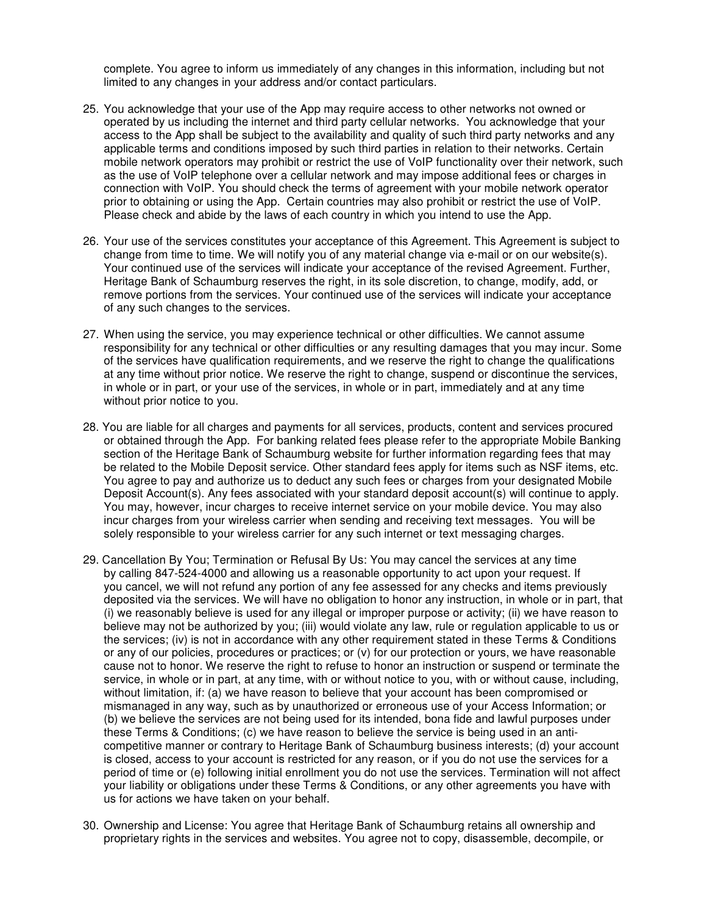complete. You agree to inform us immediately of any changes in this information, including but not limited to any changes in your address and/or contact particulars.

25. You acknowledge that your use of the App may require access to other networks not owned or operated by us including the internet and third party cellular networks. You acknowledge that your access to the App shall be subject to the availability and quality of such third party networks and any applicable terms and conditions imposed by such third parties in relation to their networks. Certain mobile network operators may prohibit or restrict the use of VoIP functionality over their network, such as the use of VoIP telephone over a cellular network and may impose additional fees or charges in connection with VoIP. You should check the terms of agreement with your mobile network operator prior to obtaining or using the App. Certain countries may also prohibit or restrict the use of VoIP. Please check and abide by the laws of each country in which you intend to use the App.

26. Your use of the services constitutes your acceptance of this Agreement. This Agreement is subject to change from time to time. We will notify you of any material change via e-mail or on our website(s). Your continued use of the services will indicate your acceptance of the revised Agreement. Further, Heritage Bank of Schaumburg reserves the right, in its sole discretion, to change, modify, add, or remove portions from the services. Your continued use of the services will indicate your acceptance of any such changes to the services.

27. When using the service, you may experience technical or other difficulties. We cannot assume responsibility for any technical or other difficulties or any resulting damages that you may incur. Some of the services have qualification requirements, and we reserve the right to change the qualifications at any time without prior notice. We reserve the right to change, suspend or discontinue the services, in whole or in part, or your use of the services, in whole or in part, immediately and at any time without prior notice to you.

28. You are liable for all charges and payments for all services, products, content and services procured or obtained through the App. For banking related fees please refer to the appropriate Mobile Banking section of the Heritage Bank of Schaumburg website for further information regarding fees that may be related to the Mobile Deposit service. Other standard fees apply for items such as NSF items, etc. You agree to pay and authorize us to deduct any such fees or charges from your designated Mobile Deposit Account(s). Any fees associated with your standard deposit account(s) will continue to apply. You may, however, incur charges to receive internet service on your mobile device. You may also incur charges from your wireless carrier when sending and receiving text messages. You will be solely responsible to your wireless carrier for any such internet or text messaging charges.

29. Cancellation By You; Termination or Refusal By Us: You may cancel the services at any time by calling 847-524-4000 and allowing us a reasonable opportunity to act upon your request. If you cancel, we will not refund any portion of any fee assessed for any checks and items previously deposited via the services. We will have no obligation to honor any instruction, in whole or in part, that (i) we reasonably believe is used for any illegal or improper purpose or activity; (ii) we have reason to believe may not be authorized by you; (iii) would violate any law, rule or regulation applicable to us or the services; (iv) is not in accordance with any other requirement stated in these Terms & Conditions or any of our policies, procedures or practices; or (v) for our protection or yours, we have reasonable cause not to honor. We reserve the right to refuse to honor an instruction or suspend or terminate the service, in whole or in part, at any time, with or without notice to you, with or without cause, including, without limitation, if: (a) we have reason to believe that your account has been compromised or mismanaged in any way, such as by unauthorized or erroneous use of your Access Information; or (b) we believe the services are not being used for its intended, bona fide and lawful purposes under these Terms & Conditions; (c) we have reason to believe the service is being used in an anti-competitive manner or contrary to Heritage Bank of Schaumburg business interests; (d) your account is closed, access to your account is restricted for any reason, or if you do not use the services for a period of time or (e) following initial enrollment you do not use the services. Termination will not affect your liability or obligations under these Terms & Conditions, or any other agreements you have with us for actions we have taken on your behalf.

30. Ownership and License: You agree that Heritage Bank of Schaumburg retains all ownership and proprietary rights in the services and websites. You agree not to copy, disassemble, decompile, or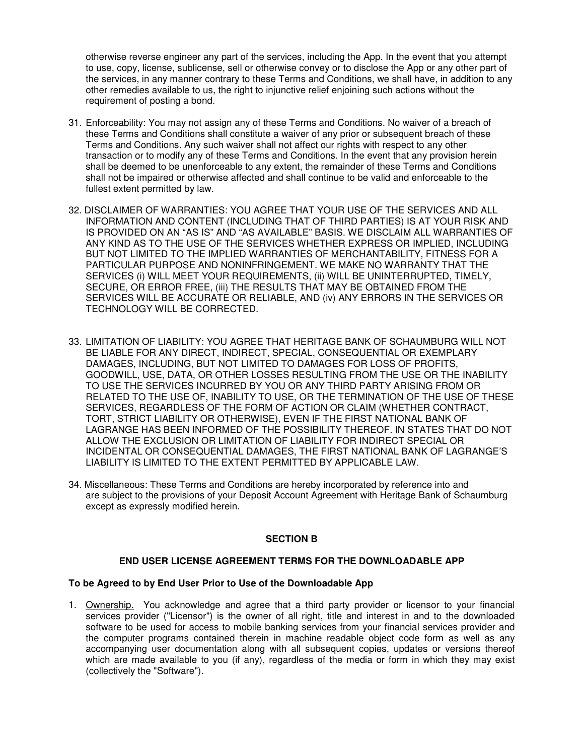otherwise reverse engineer any part of the services, including the App. In the event that you attempt to use, copy, license, sublicense, sell or otherwise convey or to disclose the App or any other part of the services, in any manner contrary to these Terms and Conditions, we shall have, in addition to any other remedies available to us, the right to injunctive relief enjoining such actions without the requirement of posting a bond.

31. Enforceability: You may not assign any of these Terms and Conditions. No waiver of a breach of these Terms and Conditions shall constitute a waiver of any prior or subsequent breach of these Terms and Conditions. Any such waiver shall not affect our rights with respect to any other transaction or to modify any of these Terms and Conditions. In the event that any provision herein shall be deemed to be unenforceable to any extent, the remainder of these Terms and Conditions shall not be impaired or otherwise affected and shall continue to be valid and enforceable to the fullest extent permitted by law.

32. DISCLAIMER OF WARRANTIES: YOU AGREE THAT YOUR USE OF THE SERVICES AND ALL INFORMATION AND CONTENT (INCLUDING THAT OF THIRD PARTIES) IS AT YOUR RISK AND IS PROVIDED ON AN "AS IS" AND "AS AVAILABLE" BASIS. WE DISCLAIM ALL WARRANTIES OF ANY KIND AS TO THE USE OF THE SERVICES WHETHER EXPRESS OR IMPLIED, INCLUDING BUT NOT LIMITED TO THE IMPLIED WARRANTIES OF MERCHANTABILITY, FITNESS FOR A PARTICULAR PURPOSE AND NONINFRINGEMENT. WE MAKE NO WARRANTY THAT THE SERVICES (i) WILL MEET YOUR REQUIREMENTS, (ii) WILL BE UNINTERRUPTED, TIMELY, SECURE, OR ERROR FREE, (iii) THE RESULTS THAT MAY BE OBTAINED FROM THE SERVICES WILL BE ACCURATE OR RELIABLE, AND (iv) ANY ERRORS IN THE SERVICES OR TECHNOLOGY WILL BE CORRECTED.

33. LIMITATION OF LIABILITY: YOU AGREE THAT HERITAGE BANK OF SCHAUMBURG WILL NOT BE LIABLE FOR ANY DIRECT, INDIRECT, SPECIAL, CONSEQUENTIAL OR EXEMPLARY DAMAGES, INCLUDING, BUT NOT LIMITED TO DAMAGES FOR LOSS OF PROFITS, GOODWILL, USE, DATA, OR OTHER LOSSES RESULTING FROM THE USE OR THE INABILITY TO USE THE SERVICES INCURRED BY YOU OR ANY THIRD PARTY ARISING FROM OR RELATED TO THE USE OF, INABILITY TO USE, OR THE TERMINATION OF THE USE OF THESE SERVICES, REGARDLESS OF THE FORM OF ACTION OR CLAIM (WHETHER CONTRACT, TORT, STRICT LIABILITY OR OTHERWISE), EVEN IF THE FIRST NATIONAL BANK OF LAGRANGE HAS BEEN INFORMED OF THE POSSIBILITY THEREOF. IN STATES THAT DO NOT ALLOW THE EXCLUSION OR LIMITATION OF LIABILITY FOR INDIRECT SPECIAL OR INCIDENTAL OR CONSEQUENTIAL DAMAGES, THE FIRST NATIONAL BANK OF LAGRANGE'S LIABILITY IS LIMITED TO THE EXTENT PERMITTED BY APPLICABLE LAW.

34. Miscellaneous: These Terms and Conditions are hereby incorporated by reference into and are subject to the provisions of your Deposit Account Agreement with Heritage Bank of Schaumburg except as expressly modified herein.

## SECTION B

## END USER LICENSE AGREEMENT TERMS FOR THE DOWNLOADABLE APP

**To be Agreed to by End User Prior to Use of the Downloadable App**

1. Ownership. You acknowledge and agree that a third party provider or licensor to your financial services provider ("Licensor") is the owner of all right, title and interest in and to the downloaded software to be used for access to mobile banking services from your financial services provider and the computer programs contained therein in machine readable object code form as well as any accompanying user documentation along with all subsequent copies, updates or versions thereof which are made available to you (if any), regardless of the media or form in which they may exist (collectively the "Software").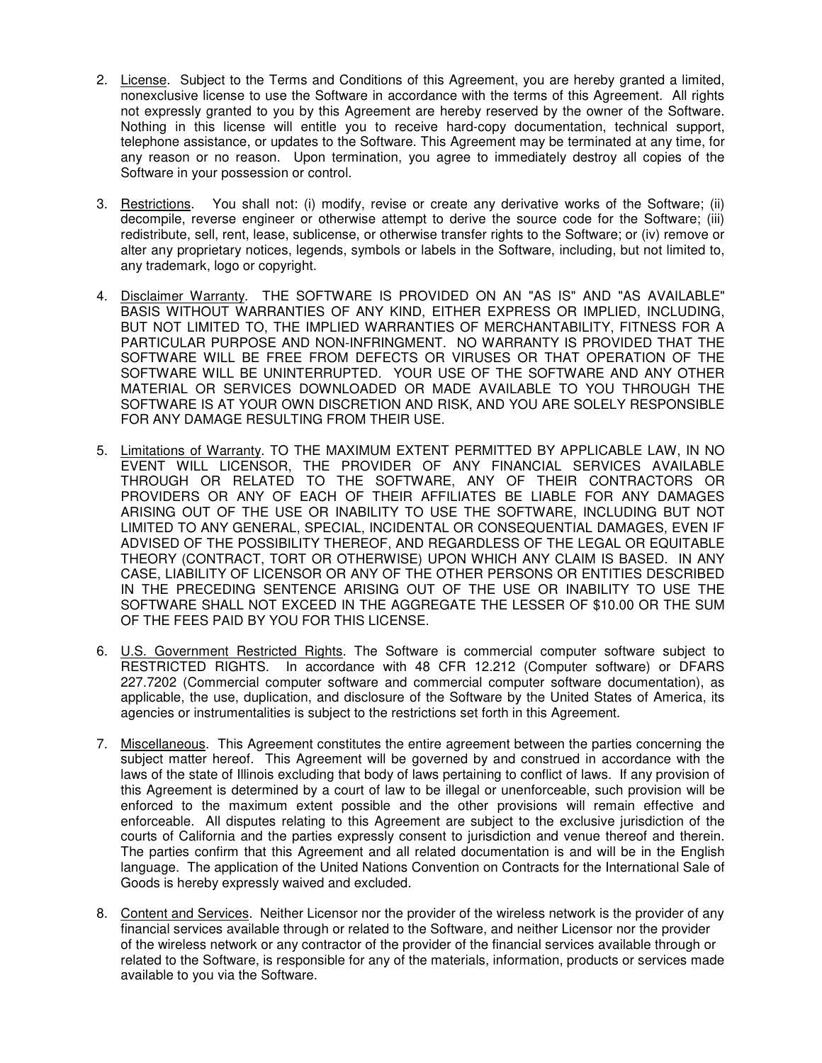2. License. Subject to the Terms and Conditions of this Agreement, you are hereby granted a limited, nonexclusive license to use the Software in accordance with the terms of this Agreement. All rights not expressly granted to you by this Agreement are hereby reserved by the owner of the Software. Nothing in this license will entitle you to receive hard-copy documentation, technical support, telephone assistance, or updates to the Software. This Agreement may be terminated at any time, for any reason or no reason. Upon termination, you agree to immediately destroy all copies of the Software in your possession or control.

3. Restrictions. You shall not: (i) modify, revise or create any derivative works of the Software; (ii) decompile, reverse engineer or otherwise attempt to derive the source code for the Software; (iii) redistribute, sell, rent, lease, sublicense, or otherwise transfer rights to the Software; or (iv) remove or alter any proprietary notices, legends, symbols or labels in the Software, including, but not limited to, any trademark, logo or copyright.

4. Disclaimer Warranty. THE SOFTWARE IS PROVIDED ON AN "AS IS" AND "AS AVAILABLE" BASIS WITHOUT WARRANTIES OF ANY KIND, EITHER EXPRESS OR IMPLIED, INCLUDING, BUT NOT LIMITED TO, THE IMPLIED WARRANTIES OF MERCHANTABILITY, FITNESS FOR A PARTICULAR PURPOSE AND NON-INFRINGMENT. NO WARRANTY IS PROVIDED THAT THE SOFTWARE WILL BE FREE FROM DEFECTS OR VIRUSES OR THAT OPERATION OF THE SOFTWARE WILL BE UNINTERRUPTED. YOUR USE OF THE SOFTWARE AND ANY OTHER MATERIAL OR SERVICES DOWNLOADED OR MADE AVAILABLE TO YOU THROUGH THE SOFTWARE IS AT YOUR OWN DISCRETION AND RISK, AND YOU ARE SOLELY RESPONSIBLE FOR ANY DAMAGE RESULTING FROM THEIR USE.

5. Limitations of Warranty. TO THE MAXIMUM EXTENT PERMITTED BY APPLICABLE LAW, IN NO EVENT WILL LICENSOR, THE PROVIDER OF ANY FINANCIAL SERVICES AVAILABLE THROUGH OR RELATED TO THE SOFTWARE, ANY OF THEIR CONTRACTORS OR PROVIDERS OR ANY OF EACH OF THEIR AFFILIATES BE LIABLE FOR ANY DAMAGES ARISING OUT OF THE USE OR INABILITY TO USE THE SOFTWARE, INCLUDING BUT NOT LIMITED TO ANY GENERAL, SPECIAL, INCIDENTAL OR CONSEQUENTIAL DAMAGES, EVEN IF ADVISED OF THE POSSIBILITY THEREOF, AND REGARDLESS OF THE LEGAL OR EQUITABLE THEORY (CONTRACT, TORT OR OTHERWISE) UPON WHICH ANY CLAIM IS BASED. IN ANY CASE, LIABILITY OF LICENSOR OR ANY OF THE OTHER PERSONS OR ENTITIES DESCRIBED IN THE PRECEDING SENTENCE ARISING OUT OF THE USE OR INABILITY TO USE THE SOFTWARE SHALL NOT EXCEED IN THE AGGREGATE THE LESSER OF $10.00 OR THE SUM OF THE FEES PAID BY YOU FOR THIS LICENSE.

6. U.S. Government Restricted Rights. The Software is commercial computer software subject to RESTRICTED RIGHTS. In accordance with 48 CFR 12.212 (Computer software) or DFARS 227.7202 (Commercial computer software and commercial computer software documentation), as applicable, the use, duplication, and disclosure of the Software by the United States of America, its agencies or instrumentalities is subject to the restrictions set forth in this Agreement.

7. Miscellaneous. This Agreement constitutes the entire agreement between the parties concerning the subject matter hereof. This Agreement will be governed by and construed in accordance with the laws of the state of Illinois excluding that body of laws pertaining to conflict of laws. If any provision of this Agreement is determined by a court of law to be illegal or unenforceable, such provision will be enforced to the maximum extent possible and the other provisions will remain effective and enforceable. All disputes relating to this Agreement are subject to the exclusive jurisdiction of the courts of California and the parties expressly consent to jurisdiction and venue thereof and therein. The parties confirm that this Agreement and all related documentation is and will be in the English language. The application of the United Nations Convention on Contracts for the International Sale of Goods is hereby expressly waived and excluded.

8. Content and Services. Neither Licensor nor the provider of the wireless network is the provider of any financial services available through or related to the Software, and neither Licensor nor the provider of the wireless network or any contractor of the provider of the financial services available through or related to the Software, is responsible for any of the materials, information, products or services made available to you via the Software.